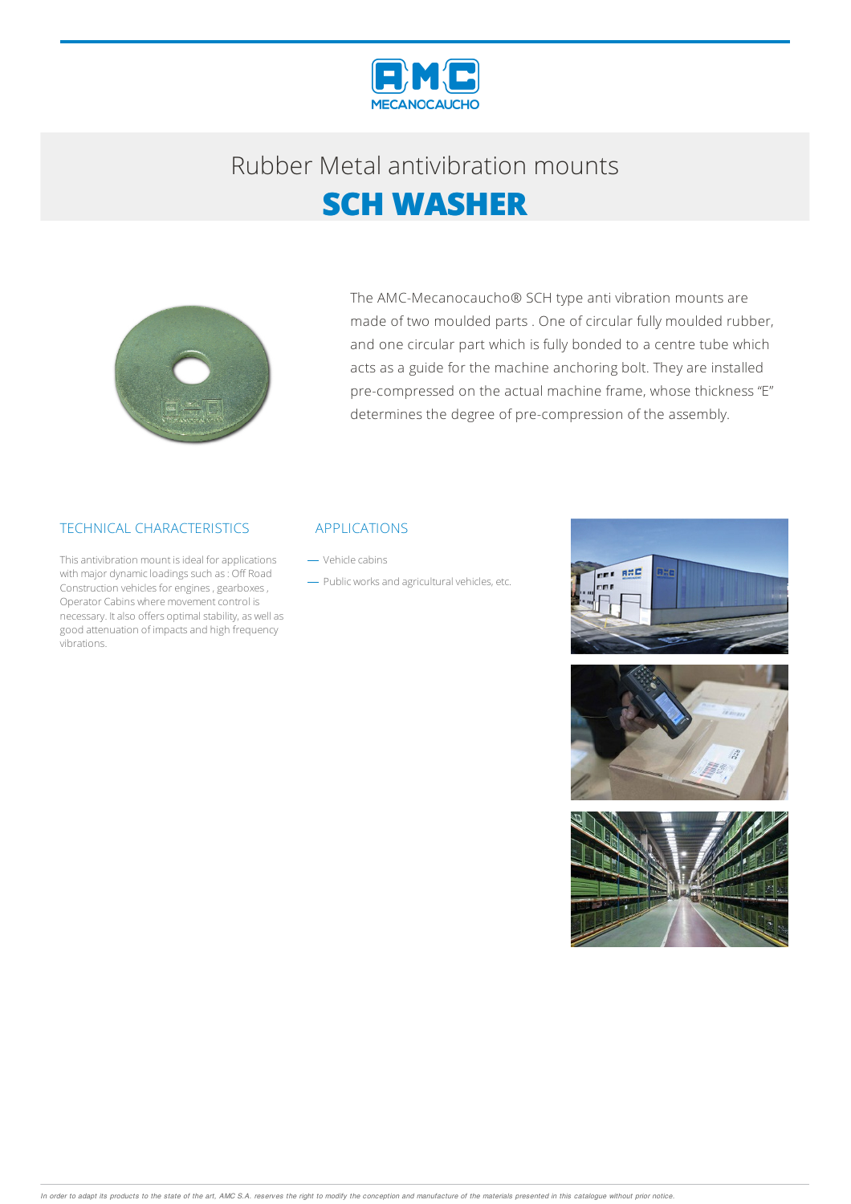# Rubber Metal antivibration mounts

# SCH WASHER

The AMC-Mecanocaucho® SCH type anti vibration mounts are made of two moulded parts . One of circular fully moulded rubber, and one circular part which is fully bonded to a centre tube which acts as a guide for the machine anchoring bolt. They are installed pre-compressed on the actual machine frame, whose thickness “E” determines the degree of pre-compression of the assembly.

## TECHNICAL CHARACTERISTICS

This antivibration mount is ideal for applications with major dynamic loadings such as : Off Road Construction vehicles for engines , gearboxes , Operator Cabins where movement control is necessary. It also offers optimal stability, as well as good attenuation of impacts and high frequency vibrations.

## APPLICATIONS

- Vehicle cabins
- Public works and agricultural vehicles, etc.

*In order to adapt its products to the state of the art, AMC S.A. reserves the right to modify the conception and manufacture of the materials presented in this catalogue without prior notice.*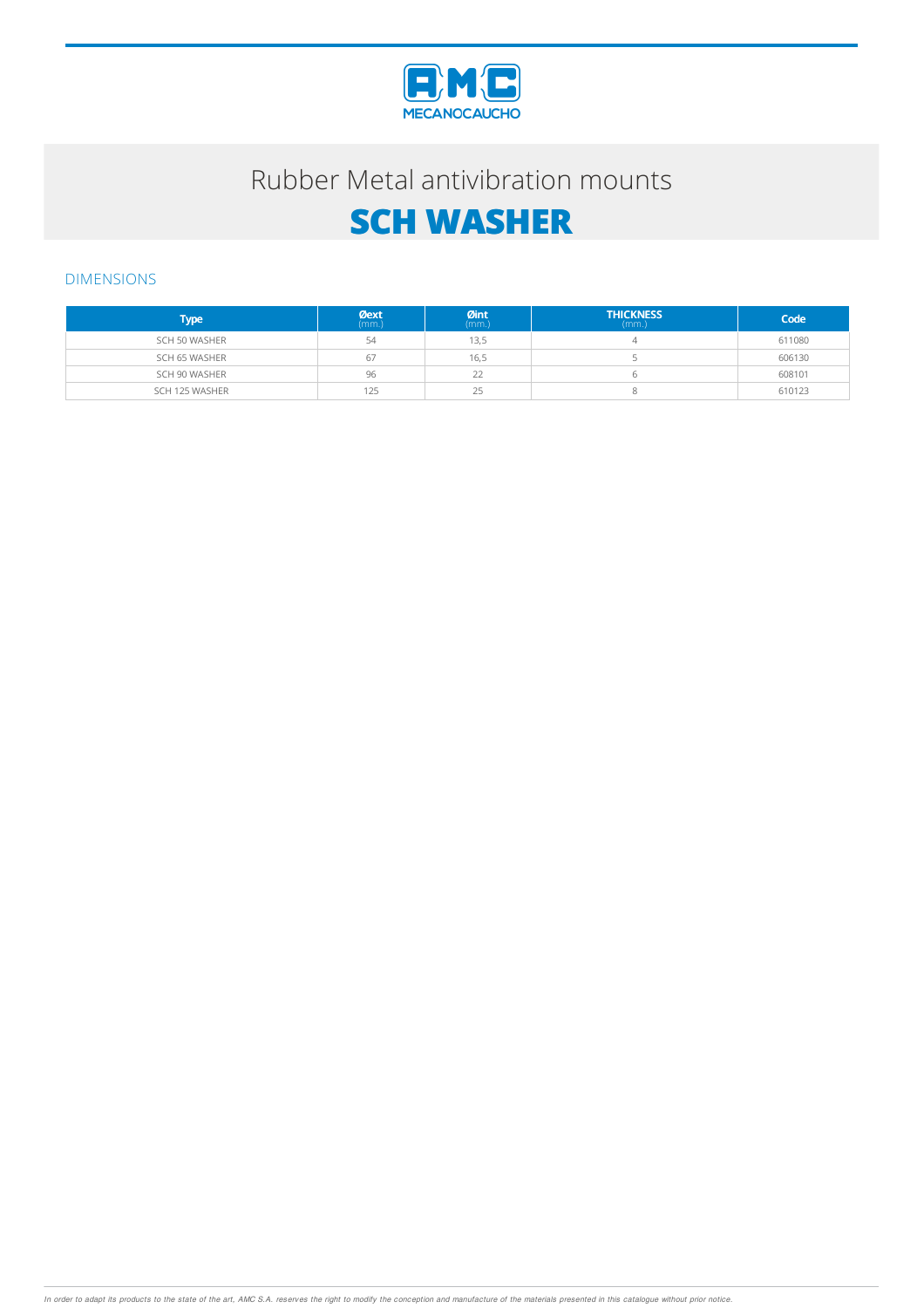# Rubber Metal antivibration mounts

# SCH WASHER

## DIMENSIONS

| Type | Øext (mm.) | Øint (mm.) | THICKNESS (mm.) | Code |
|---|---|---|---|---|
| SCH 50 WASHER | 54 | 13,5 | 4 | 611080 |
| SCH 65 WASHER | 67 | 16,5 | 5 | 606130 |
| SCH 90 WASHER | 96 | 22 | 6 | 608101 |
| SCH 125 WASHER | 125 | 25 | 8 | 610123 |

*In order to adapt its products to the state of the art, AMC S.A. reserves the right to modify the conception and manufacture of the materials presented in this catalogue without prior notice.*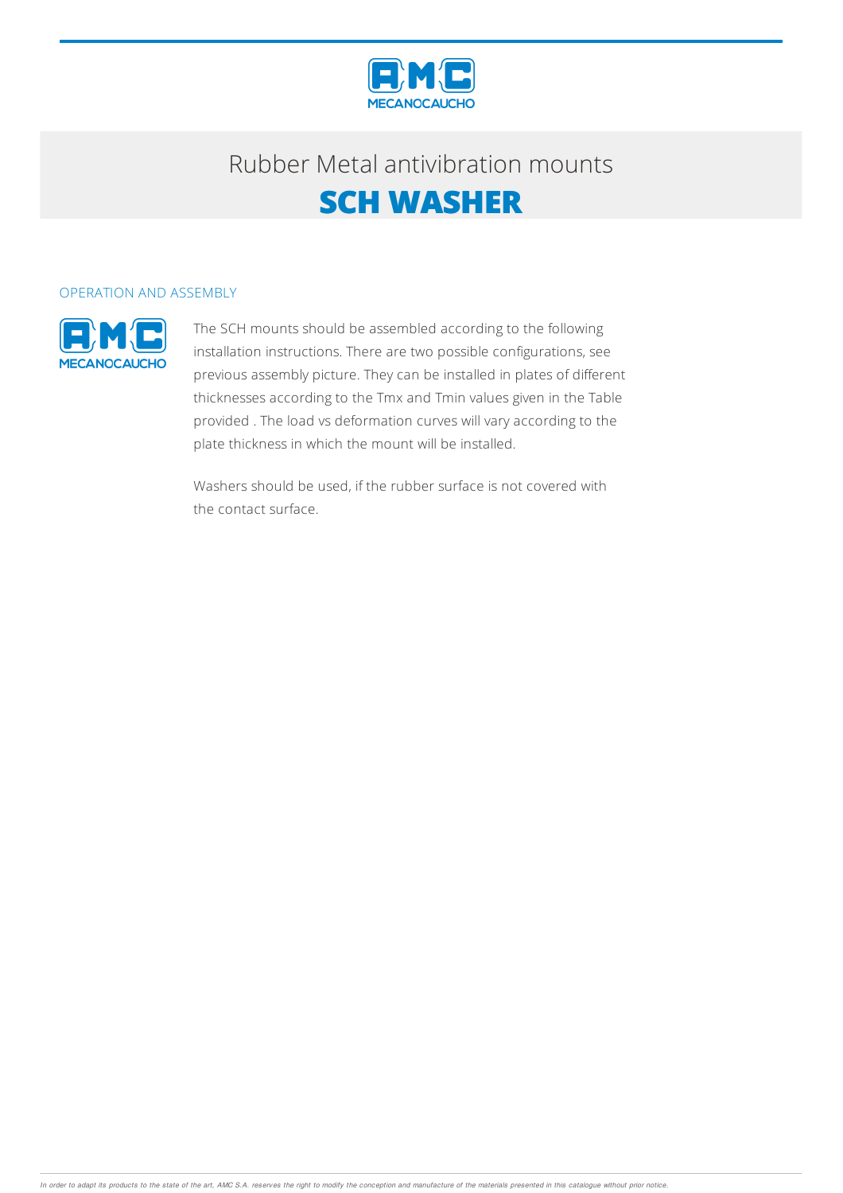# Rubber Metal antivibration mounts

# SCH WASHER

## OPERATION AND ASSEMBLY

The SCH mounts should be assembled according to the following installation instructions. There are two possible configurations, see previous assembly picture. They can be installed in plates of different thicknesses according to the Tmx and Tmin values given in the Table provided . The load vs deformation curves will vary according to the plate thickness in which the mount will be installed.

Washers should be used, if the rubber surface is not covered with the contact surface.

*In order to adapt its products to the state of the art, AMC S.A. reserves the right to modify the conception and manufacture of the materials presented in this catalogue without prior notice.*